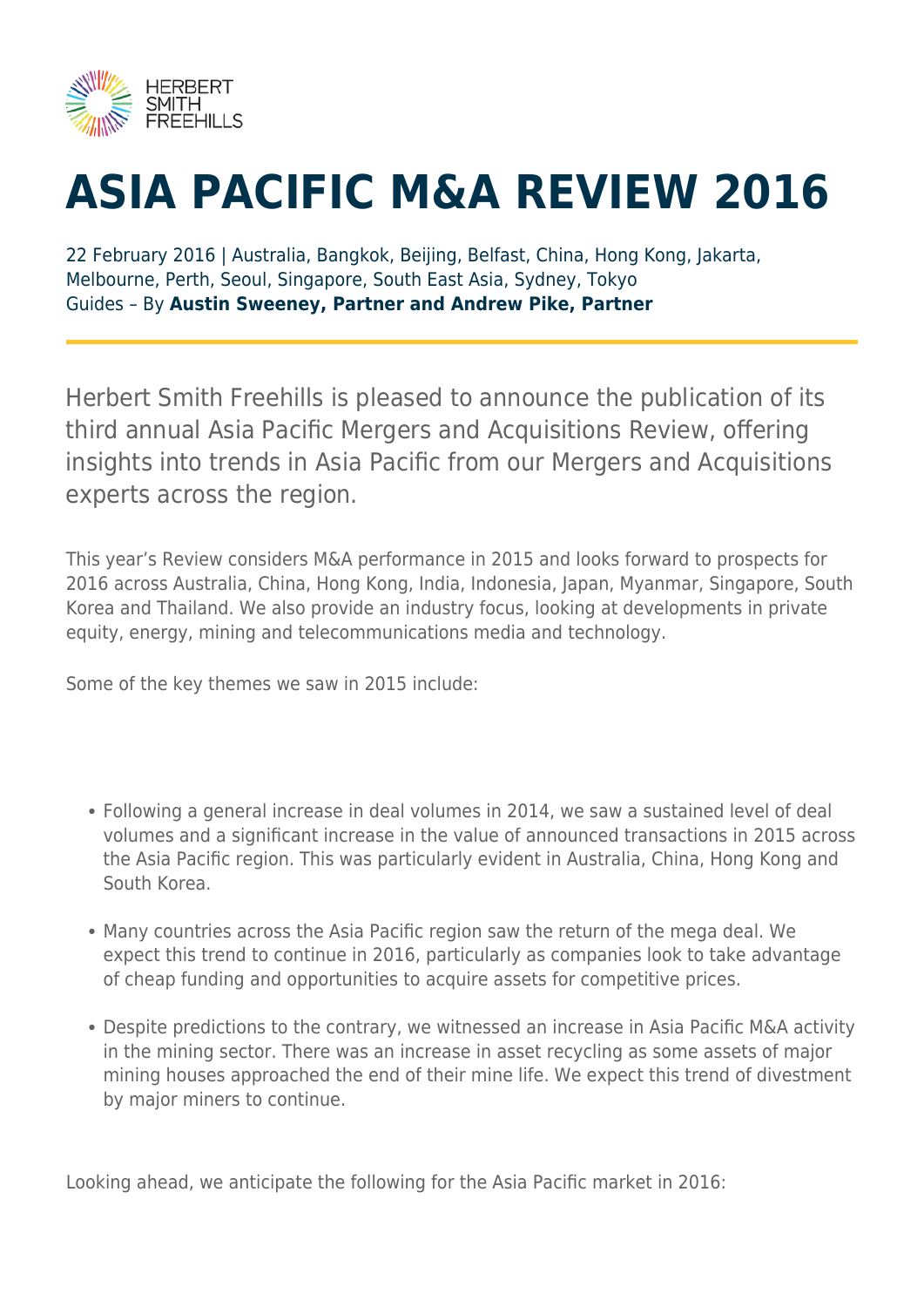# ASIA PACIFIC M&A REVIEW 2016

22 February 2016 | Australia, Bangkok, Beijing, Belfast, China, Hong Kong, Jakarta, Melbourne, Perth, Seoul, Singapore, South East Asia, Sydney, Tokyo
Guides – By **Austin Sweeney, Partner and Andrew Pike, Partner**

Herbert Smith Freehills is pleased to announce the publication of its third annual Asia Pacific Mergers and Acquisitions Review, offering insights into trends in Asia Pacific from our Mergers and Acquisitions experts across the region.

This year's Review considers M&A performance in 2015 and looks forward to prospects for 2016 across Australia, China, Hong Kong, India, Indonesia, Japan, Myanmar, Singapore, South Korea and Thailand. We also provide an industry focus, looking at developments in private equity, energy, mining and telecommunications media and technology.

Some of the key themes we saw in 2015 include:

- Following a general increase in deal volumes in 2014, we saw a sustained level of deal volumes and a significant increase in the value of announced transactions in 2015 across the Asia Pacific region. This was particularly evident in Australia, China, Hong Kong and South Korea.
- Many countries across the Asia Pacific region saw the return of the mega deal. We expect this trend to continue in 2016, particularly as companies look to take advantage of cheap funding and opportunities to acquire assets for competitive prices.
- Despite predictions to the contrary, we witnessed an increase in Asia Pacific M&A activity in the mining sector. There was an increase in asset recycling as some assets of major mining houses approached the end of their mine life. We expect this trend of divestment by major miners to continue.

Looking ahead, we anticipate the following for the Asia Pacific market in 2016: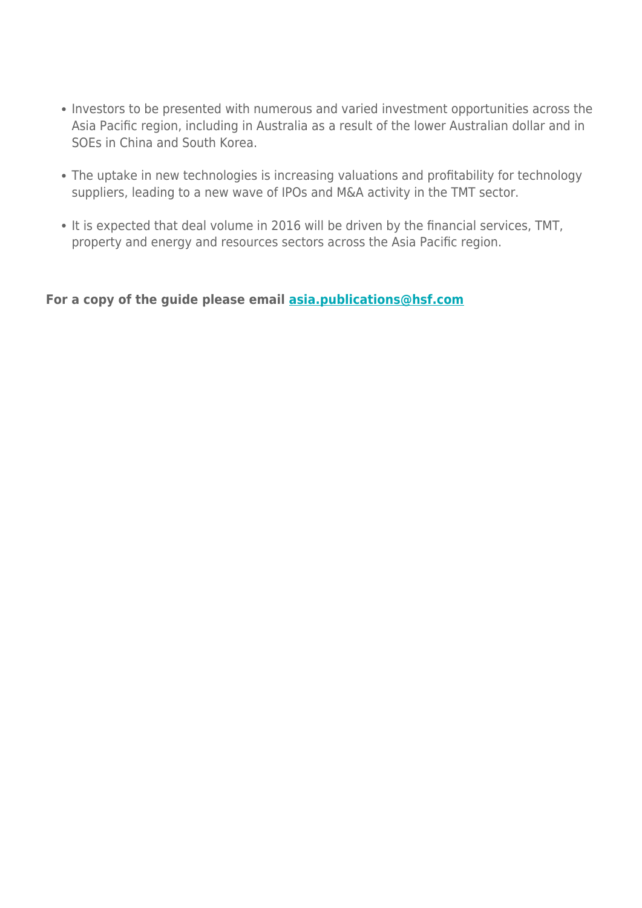- Investors to be presented with numerous and varied investment opportunities across the Asia Pacific region, including in Australia as a result of the lower Australian dollar and in SOEs in China and South Korea.
- The uptake in new technologies is increasing valuations and profitability for technology suppliers, leading to a new wave of IPOs and M&A activity in the TMT sector.
- It is expected that deal volume in 2016 will be driven by the financial services, TMT, property and energy and resources sectors across the Asia Pacific region.

**For a copy of the guide please email [asia.publications@hsf.com](mailto:asia.publications@hsf.com)**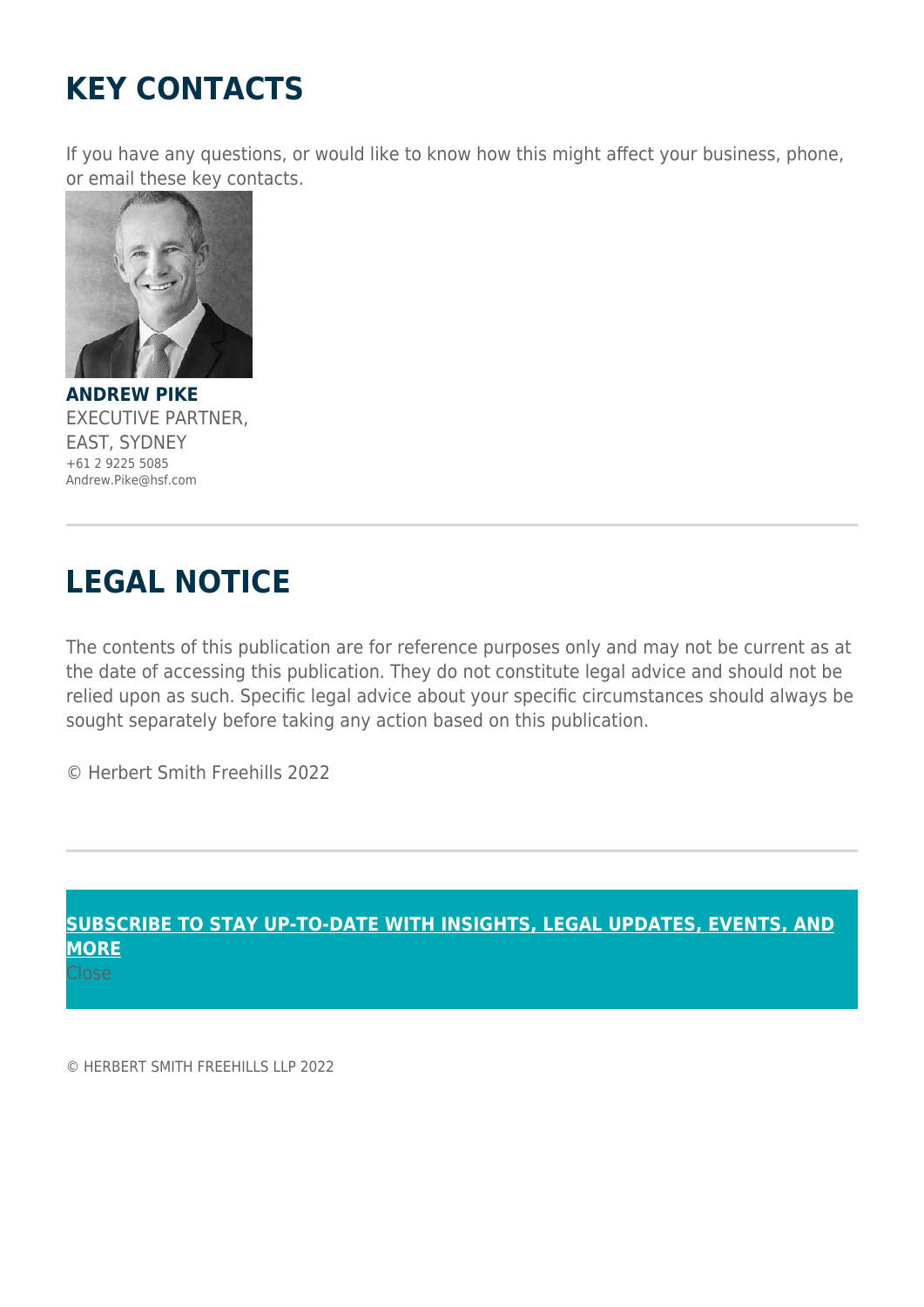## KEY CONTACTS

If you have any questions, or would like to know how this might affect your business, phone, or email these key contacts.

**ANDREW PIKE**
EXECUTIVE PARTNER, EAST, SYDNEY
+61 2 9225 5085
Andrew.Pike@hsf.com

## LEGAL NOTICE

The contents of this publication are for reference purposes only and may not be current as at the date of accessing this publication. They do not constitute legal advice and should not be relied upon as such. Specific legal advice about your specific circumstances should always be sought separately before taking any action based on this publication.

© Herbert Smith Freehills 2022

**SUBSCRIBE TO STAY UP-TO-DATE WITH INSIGHTS, LEGAL UPDATES, EVENTS, AND MORE**

Close

© HERBERT SMITH FREEHILLS LLP 2022